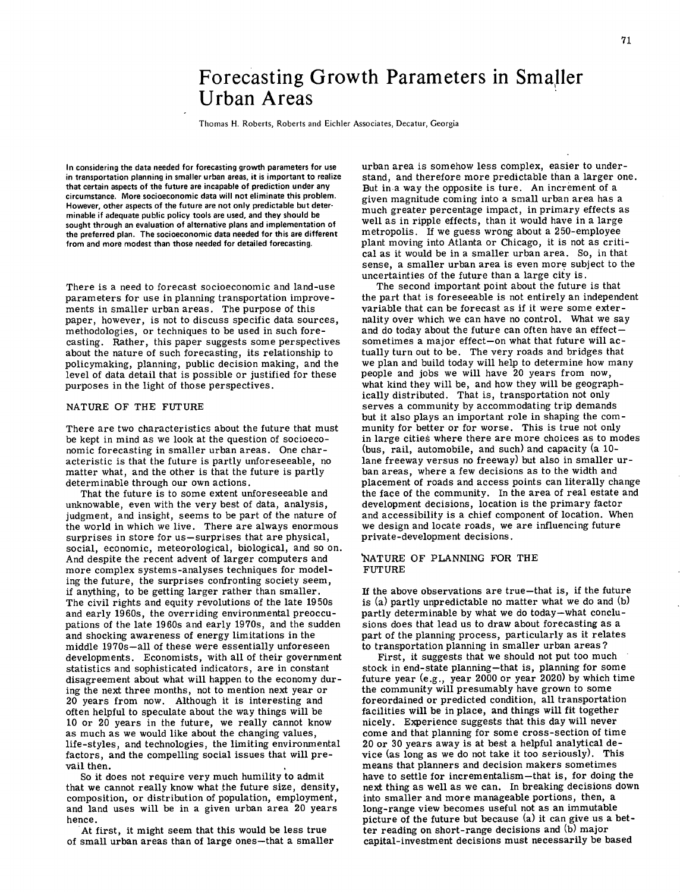# Forecasting Growth Parameters in Smaller Urban Areas

Thomas H. Roberts, Roberts and Eichler Associates, Decatur, Georgia

**In considering the data needed for forecasting growth parameters for use in transportation planning in smaller urban areas, it is important to realize that certain aspects of the future are incapable of prediction under any circumstance. More socioeconomic data will not eliminate this problem. However, other aspects of the future are not only predictable but determinable if adequate public policy tools are used, and they should be sought through an evaluation of alternative plans and implementation of the preferred plan. The socioeconomic data needed for this are different from and more modest than those needed for detailed forecasting.**

There is a need to forecast socioeconomic and land-use parameters for use in planning transportation improvements in smaller urban areas. The purpose of this paper, however, is not to discuss specific data sources, methodologies, or techniques to be used in such forecasting. Rather, this paper suggests some perspectives about the nature of such forecasting, its relationship to policymaking, planning, public decision making, and the level of data detail that is possible or justified for these purposes in the light of those perspectives.

## NATURE OF THE FUTURE

There are two characteristics about the future that must be kept in mind as we look at the question of socioeconomic forecasting in smaller urban areas. One characteristic is that the future is partly unforeseeable, no matter what, and the other is that the future is partly determinable through our own actions.

That the future is to some extent unforeseeable and unknowable, even with the very best of data, analysis, judgment, and insight, seems to be part of the nature of the world in which we live. There are always enormous surprises in store for us—surprises that are physical, social, economic, meteorological, biological, and so on. And despite the recent advent of larger computers and more complex systems-analyses techniques for modeling the future, the surprises confronting society seem, if anything, to be getting larger rather than smaller. The civil rights and equity revolutions of the late 1950s and early 1960s, the overriding environmental preoccupations of the late 1960s and early 1970s, and the sudden and shocking awareness of energy limitations in the middle 1970s—all of these were essentially unforeseen developments. Economists, with all of their government statistics and sophisticated indicators, are in constant disagreement about what will happen to the economy during the next three months, not to mention next year or 20 years from now. Although it is interesting and often helpful to speculate about the way things will be 10 or 20 years in the future, we really cannot know as much as we would like about the changing values, life-styles, and technologies, the limiting environmental factors, and the compelling social issues that will prevail then.

So it does not require very much humility to admit that we cannot really know what the future size, density, composition, or distribution of population, employment, and land uses will be in a given urban area 20 years hence.

At first, it might seem that this would be less true of small urban areas than of large ones—that a smaller urban area is somehow less complex, easier to understand, and therefore more predictable than a larger one. But in a way the opposite is ture. An increment of a given magnitude coming into a small urban area has a much greater percentage impact, in primary effects as well as in ripple effects, than it would have in a large metropolis. If we guess wrong about a 250-employee plant moving into Atlanta or Chicago, it is not as critical as it would be in a smaller urban area. So, in that sense, a smaller urban area is even more subject to the uncertainties of the future than a large city is.

The second important point about the future is that the part that is foreseeable is not entirely an independent variable that can be forecast as if it were some externality over which we can have no control. What we say and do today about the future can often have an effect—sometimes a major effect—on what that future will actually turn out to be. The very roads and bridges that we plan and build today will help to determine how many people and jobs we will have 20 years from now, what kind they will be, and how they will be geographically distributed. That is, transportation not only serves a community by accommodating trip demands but it also plays an important role in shaping the community for better or for worse. This is true not only in large cities where there are more choices as to modes (bus, rail, automobile, and such) and capacity (a 10-lane freeway versus no freeway) but also in smaller urban areas, where a few decisions as to the width and placement of roads and access points can literally change the face of the community. In the area of real estate and development decisions, location is the primary factor and accessibility is a chief component of location. When we design and locate roads, we are influencing future private-development decisions.

## NATURE OF PLANNING FOR THE FUTURE

If the above observations are true—that is, if the future is (a) partly unpredictable no matter what we do and (b) partly determinable by what we do today—what conclusions does that lead us to draw about forecasting as a part of the planning process, particularly as it relates to transportation planning in smaller urban areas?

First, it suggests that we should not put too much stock in end-state planning—that is, planning for some future year (e.g., year 2000 or year 2020) by which time the community will presumably have grown to some foreordained or predicted condition, all transportation facilities will be in place, and things will fit together nicely. Experience suggests that this day will never come and that planning for some cross-section of time 20 or 30 years away is at best a helpful analytical device (as long as we do not take it too seriously). This means that planners and decision makers sometimes have to settle for incrementalism—that is, for doing the next thing as well as we can. In breaking decisions down into smaller and more manageable portions, then, a long-range view becomes useful not as an immutable picture of the future but because (a) it can give us a better reading on short-range decisions and (b) major capital-investment decisions must necessarily be based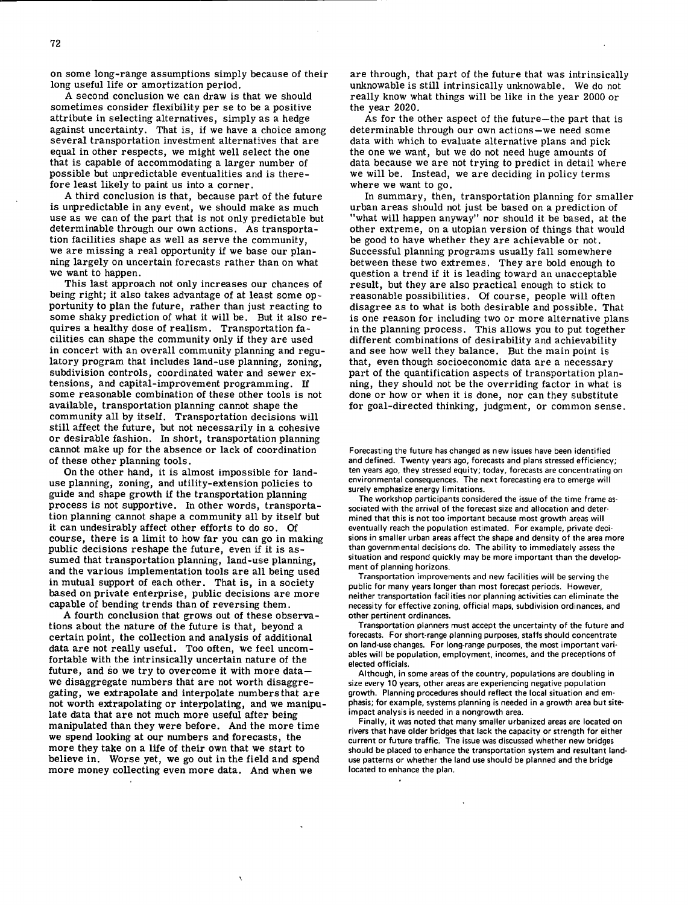on some long-range assumptions simply because of their long useful life or amortization period.

A second conclusion we can draw is that we should sometimes consider flexibility per se to be a positive attribute in selecting alternatives, simply as a hedge against uncertainty. That is, if we have a choice among several transportation investment alternatives that are equal in other respects, we might well select the one that is capable of accommodating a larger number of possible but unpredictable eventualities and is therefore least likely to paint us into a corner.

A third conclusion is that, because part of the future is unpredictable in any event, we should make as much use as we can of the part that is not only predictable but determinable through our own actions. As transportation facilities shape as well as serve the community, we are missing a real opportunity if we base our planning largely on uncertain forecasts rather than on what we want to happen.

This last approach not only increases our chances of being right; it also takes advantage of at least some opportunity to plan the future, rather than just reacting to some shaky prediction of what it will be. But it also requires a healthy dose of realism. Transportation facilities can shape the community only if they are used in concert with an overall community planning and regulatory program that includes land-use planning, zoning, subdivision controls, coordinated water and sewer extensions, and capital-improvement programming. If some reasonable combination of these other tools is not available, transportation planning cannot shape the community all by itself. Transportation decisions will still affect the future, but not necessarily in a cohesive or desirable fashion. In short, transportation planning cannot make up for the absence or lack of coordination of these other planning tools.

On the other hand, it is almost impossible for land-use planning, zoning, and utility-extension policies to guide and shape growth if the transportation planning process is not supportive. In other words, transportation planning cannot shape a community all by itself but it can undesirably affect other efforts to do so. Of course, there is a limit to how far you can go in making public decisions reshape the future, even if it is assumed that transportation planning, land-use planning, and the various implementation tools are all being used in mutual support of each other. That is, in a society based on private enterprise, public decisions are more capable of bending trends than of reversing them.

A fourth conclusion that grows out of these observations about the nature of the future is that, beyond a certain point, the collection and analysis of additional data are not really useful. Too often, we feel uncomfortable with the intrinsically uncertain nature of the future, and so we try to overcome it with more data—we disaggregate numbers that are not worth disaggregating, we extrapolate and interpolate numbers that are not worth extrapolating or interpolating, and we manipulate data that are not much more useful after being manipulated than they were before. And the more time we spend looking at our numbers and forecasts, the more they take on a life of their own that we start to believe in. Worse yet, we go out in the field and spend more money collecting even more data. And when we are through, that part of the future that was intrinsically unknowable is still intrinsically unknowable. We do not really know what things will be like in the year 2000 or the year 2020.

As for the other aspect of the future—the part that is determinable through our own actions—we need some data with which to evaluate alternative plans and pick the one we want, but we do not need huge amounts of data because we are not trying to predict in detail where we will be. Instead, we are deciding in policy terms where we want to go.

In summary, then, transportation planning for smaller urban areas should not just be based on a prediction of "what will happen anyway" nor should it be based, at the other extreme, on a utopian version of things that would be good to have whether they are achievable or not. Successful planning programs usually fall somewhere between these two extremes. They are bold enough to question a trend if it is leading toward an unacceptable result, but they are also practical enough to stick to reasonable possibilities. Of course, people will often disagree as to what is both desirable and possible. That is one reason for including two or more alternative plans in the planning process. This allows you to put together different combinations of desirability and achievability and see how well they balance. But the main point is that, even though socioeconomic data are a necessary part of the quantification aspects of transportation planning, they should not be the overriding factor in what is done or how or when it is done, nor can they substitute for goal-directed thinking, judgment, or common sense.

Forecasting the future has changed as new issues have been identified and defined. Twenty years ago, forecasts and plans stressed efficiency; ten years ago, they stressed equity; today, forecasts are concentrating on environmental consequences. The next forecasting era to emerge will surely emphasize energy limitations.

The workshop participants considered the issue of the time frame associated with the arrival of the forecast size and allocation and determined that this is not too important because most growth areas will eventually reach the population estimated. For example, private decisions in smaller urban areas affect the shape and density of the area more than governmental decisions do. The ability to immediately assess the situation and respond quickly may be more important than the development of planning horizons.

Transportation improvements and new facilities will be serving the public for many years longer than most forecast periods. However, neither transportation facilities nor planning activities can eliminate the necessity for effective zoning, official maps, subdivision ordinances, and other pertinent ordinances.

Transportation planners must accept the uncertainty of the future and forecasts. For short-range planning purposes, staffs should concentrate on land-use changes. For long-range purposes, the most important variables will be population, employment, incomes, and the preceptions of elected officials.

Although, in some areas of the country, populations are doubling in size every 10 years, other areas are experiencing negative population growth. Planning procedures should reflect the local situation and emphasis; for example, systems planning is needed in a growth area but site-impact analysis is needed in a nongrowth area.

Finally, it was noted that many smaller urbanized areas are located on rivers that have older bridges that lack the capacity or strength for either current or future traffic. The issue was discussed whether new bridges should be placed to enhance the transportation system and resultant land-use patterns or whether the land use should be planned and the bridge located to enhance the plan.